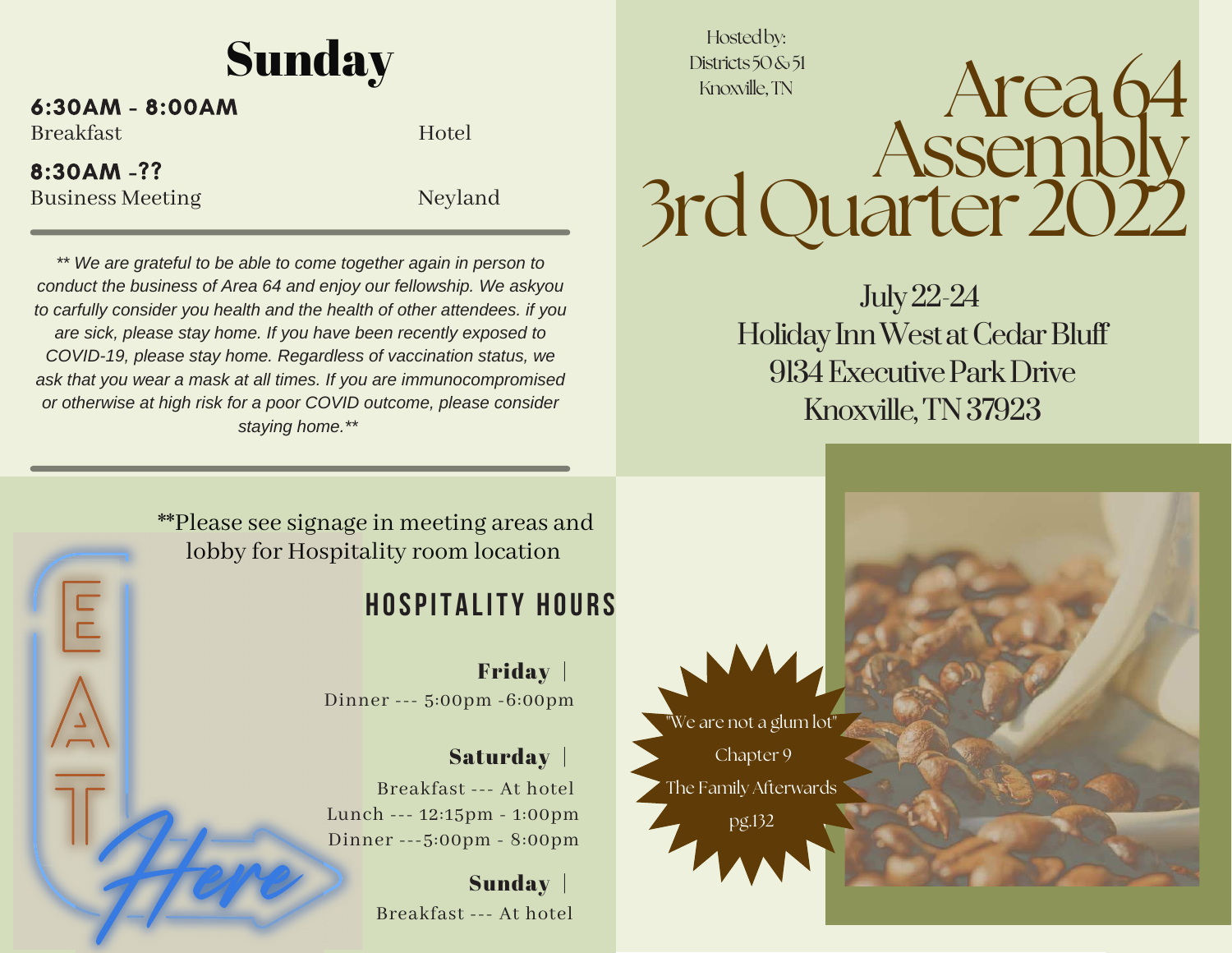# Area 64 Assembly 3rd Quarter 2022

Hosted by:
Districts 50 & 51
Knoxville, TN

July 22-24
Holiday Inn West at Cedar Bluff
9134 Executive Park Drive
Knoxville, TN 37923

## Sunday

**6:30AM - 8:00AM**
Breakfast — Hotel

**8:30AM -??**
Business Meeting — Neyland

---

*** We are grateful to be able to come together again in person to conduct the business of Area 64 and enjoy our fellowship. We askyou to carfully consider you health and the health of other attendees. if you are sick, please stay home. If you have been recently exposed to COVID-19, please stay home. Regardless of vaccination status, we ask that you wear a mask at all times. If you are immunocompromised or otherwise at high risk for a poor COVID outcome, please consider staying home.***

---

**Please see signage in meeting areas and lobby for Hospitality room location

## HOSPITALITY HOURS

**Friday** |
Dinner --- 5:00pm -6:00pm

**Saturday** |
Breakfast --- At hotel
Lunch --- 12:15pm - 1:00pm
Dinner ---5:00pm - 8:00pm

**Sunday** |
Breakfast --- At hotel

EAT Here

"We are not a glum lot"
Chapter 9
The Family Afterwards
pg.132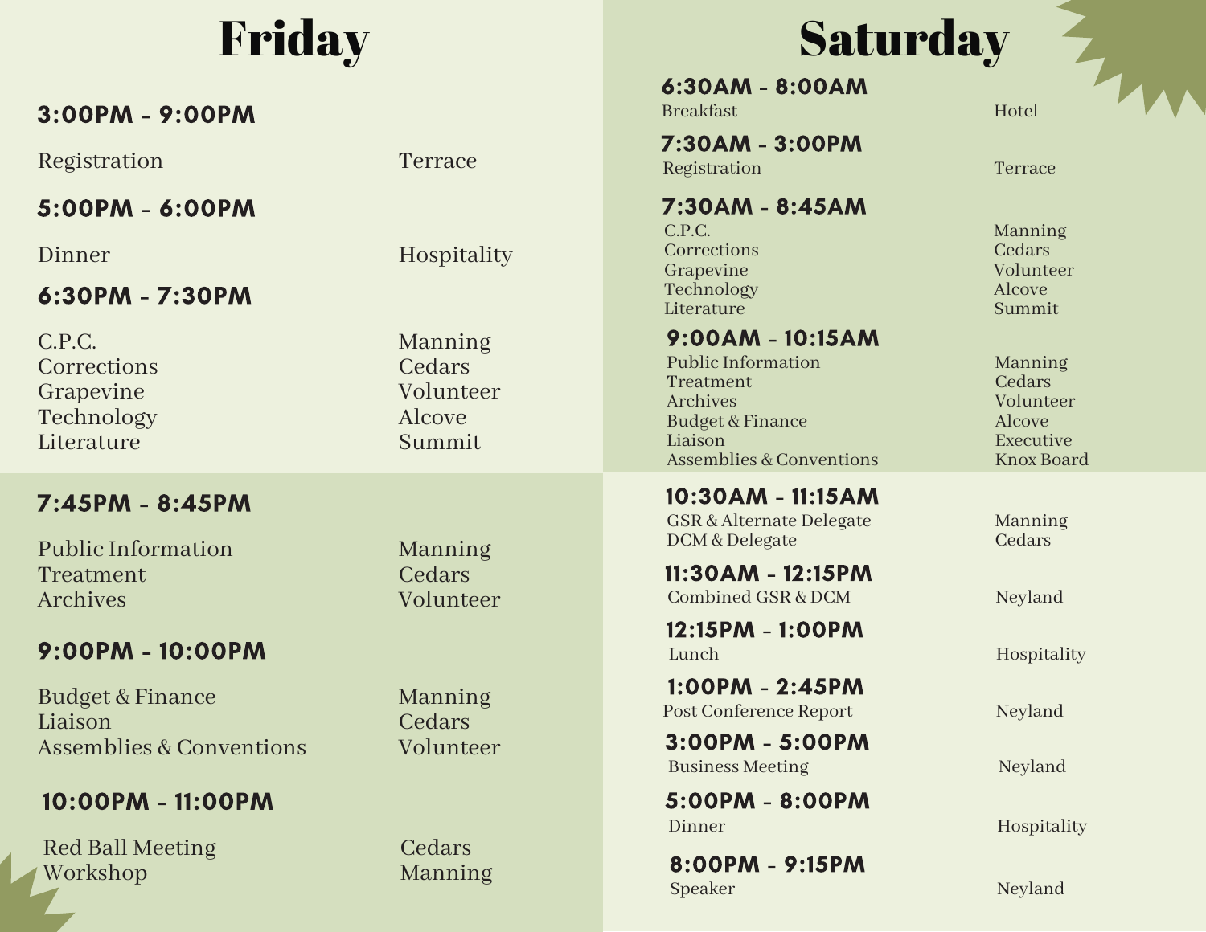# Friday

### 3:00PM - 9:00PM

| | |
|---|---|
| Registration | Terrace |

### 5:00PM - 6:00PM

| | |
|---|---|
| Dinner | Hospitality |

### 6:30PM - 7:30PM

| | |
|---|---|
| C.P.C. | Manning |
| Corrections | Cedars |
| Grapevine | Volunteer |
| Technology | Alcove |
| Literature | Summit |

### 7:45PM - 8:45PM

| | |
|---|---|
| Public Information | Manning |
| Treatment | Cedars |
| Archives | Volunteer |

### 9:00PM - 10:00PM

| | |
|---|---|
| Budget & Finance | Manning |
| Liaison | Cedars |
| Assemblies & Conventions | Volunteer |

### 10:00PM - 11:00PM

| | |
|---|---|
| Red Ball Meeting | Cedars |
| Workshop | Manning |

# Saturday

### 6:30AM - 8:00AM

| | |
|---|---|
| Breakfast | Hotel |

### 7:30AM - 3:00PM

| | |
|---|---|
| Registration | Terrace |

### 7:30AM - 8:45AM

| | |
|---|---|
| C.P.C. | Manning |
| Corrections | Cedars |
| Grapevine | Volunteer |
| Technology | Alcove |
| Literature | Summit |

### 9:00AM - 10:15AM

| | |
|---|---|
| Public Information | Manning |
| Treatment | Cedars |
| Archives | Volunteer |
| Budget & Finance | Alcove |
| Liaison | Executive |
| Assemblies & Conventions | Knox Board |

### 10:30AM - 11:15AM

| | |
|---|---|
| GSR & Alternate Delegate | Manning |
| DCM & Delegate | Cedars |

### 11:30AM - 12:15PM

| | |
|---|---|
| Combined GSR & DCM | Neyland |

### 12:15PM - 1:00PM

| | |
|---|---|
| Lunch | Hospitality |

### 1:00PM - 2:45PM

| | |
|---|---|
| Post Conference Report | Neyland |

### 3:00PM - 5:00PM

| | |
|---|---|
| Business Meeting | Neyland |

### 5:00PM - 8:00PM

| | |
|---|---|
| Dinner | Hospitality |

### 8:00PM - 9:15PM

| | |
|---|---|
| Speaker | Neyland |